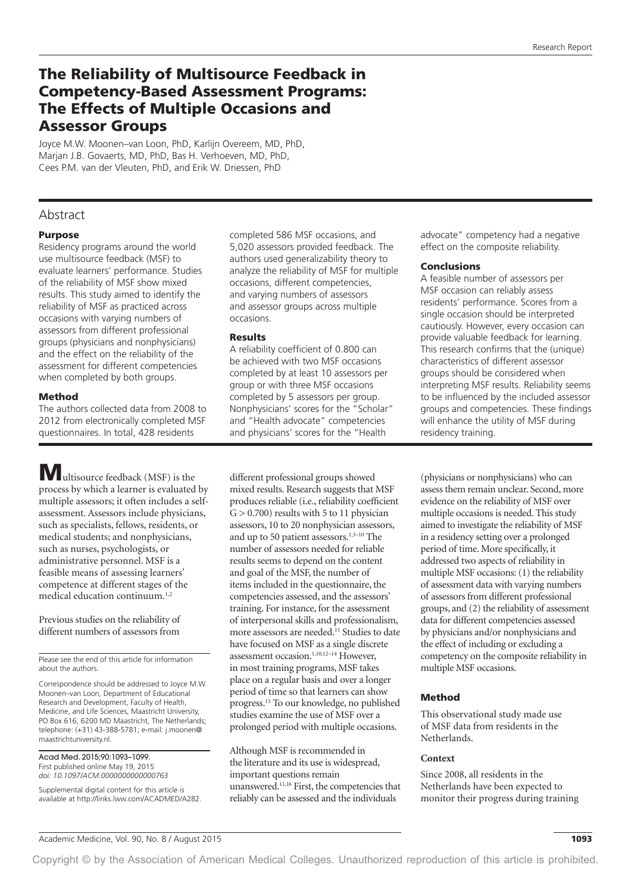# The Reliability of Multisource Feedback in Competency-Based Assessment Programs: The Effects of Multiple Occasions and Assessor Groups

Joyce M.W. Moonen–van Loon, PhD, Karlijn Overeem, MD, PhD, Marjan J.B. Govaerts, MD, PhD, Bas H. Verhoeven, MD, PhD, Cees P.M. van der Vleuten, PhD, and Erik W. Driessen, PhD

## Abstract

### Purpose

Residency programs around the world use multisource feedback (MSF) to evaluate learners' performance. Studies of the reliability of MSF show mixed results. This study aimed to identify the reliability of MSF as practiced across occasions with varying numbers of assessors from different professional groups (physicians and nonphysicians) and the effect on the reliability of the assessment for different competencies when completed by both groups.

### Method

The authors collected data from 2008 to 2012 from electronically completed MSF questionnaires. In total, 428 residents completed 586 MSF occasions, and 5,020 assessors provided feedback. The authors used generalizability theory to analyze the reliability of MSF for multiple occasions, different competencies, and varying numbers of assessors and assessor groups across multiple occasions.

### Results

A reliability coefficient of 0.800 can be achieved with two MSF occasions completed by at least 10 assessors per group or with three MSF occasions completed by 5 assessors per group. Nonphysicians' scores for the "Scholar" and "Health advocate" competencies and physicians' scores for the "Health advocate" competency had a negative effect on the composite reliability.

### Conclusions

A feasible number of assessors per MSF occasion can reliably assess residents' performance. Scores from a single occasion should be interpreted cautiously. However, every occasion can provide valuable feedback for learning. This research confirms that the (unique) characteristics of different assessor groups should be considered when interpreting MSF results. Reliability seems to be influenced by the included assessor groups and competencies. These findings will enhance the utility of MSF during residency training.

---

Multisource feedback (MSF) is the process by which a learner is evaluated by multiple assessors; it often includes a self-assessment. Assessors include physicians, such as specialists, fellows, residents, or medical students; and nonphysicians, such as nurses, psychologists, or administrative personnel. MSF is a feasible means of assessing learners' competence at different stages of the medical education continuum.[1,2]

Previous studies on the reliability of different numbers of assessors from different professional groups showed mixed results. Research suggests that MSF produces reliable (i.e., reliability coefficient $G > 0.700$) results with 5 to 11 physician assessors, 10 to 20 nonphysician assessors, and up to 50 patient assessors.[1,3–10] The number of assessors needed for reliable results seems to depend on the content and goal of the MSF, the number of items included in the questionnaire, the competencies assessed, and the assessors' training. For instance, for the assessment of interpersonal skills and professionalism, more assessors are needed.[11] Studies to date have focused on MSF as a single discrete assessment occasion.[1,10,12–14] However, in most training programs, MSF takes place on a regular basis and over a longer period of time so that learners can show progress.[15] To our knowledge, no published studies examine the use of MSF over a prolonged period with multiple occasions.

Although MSF is recommended in the literature and its use is widespread, important questions remain unanswered.[11,16] First, the competencies that reliably can be assessed and the individuals (physicians or nonphysicians) who can assess them remain unclear. Second, more evidence on the reliability of MSF over multiple occasions is needed. This study aimed to investigate the reliability of MSF in a residency setting over a prolonged period of time. More specifically, it addressed two aspects of reliability in multiple MSF occasions: (1) the reliability of assessment data with varying numbers of assessors from different professional groups, and (2) the reliability of assessment data for different competencies assessed by physicians and/or nonphysicians and the effect of including or excluding a competency on the composite reliability in multiple MSF occasions.

## Method

This observational study made use of MSF data from residents in the Netherlands.

### Context

Since 2008, all residents in the Netherlands have been expected to monitor their progress during training

---

Please see the end of this article for information about the authors.

Correspondence should be addressed to Joyce M.W. Moonen–van Loon, Department of Educational Research and Development, Faculty of Health, Medicine, and Life Sciences, Maastricht University, PO Box 616, 6200 MD Maastricht, The Netherlands; telephone: (+31) 43-388-5781; e-mail: j.moonen@maastrichtuniversity.nl.

Acad Med. 2015;90:1093–1099.
First published online May 19, 2015
*doi: 10.1097/ACM.0000000000000763*

Supplemental digital content for this article is available at http://links.lww.com/ACADMED/A282.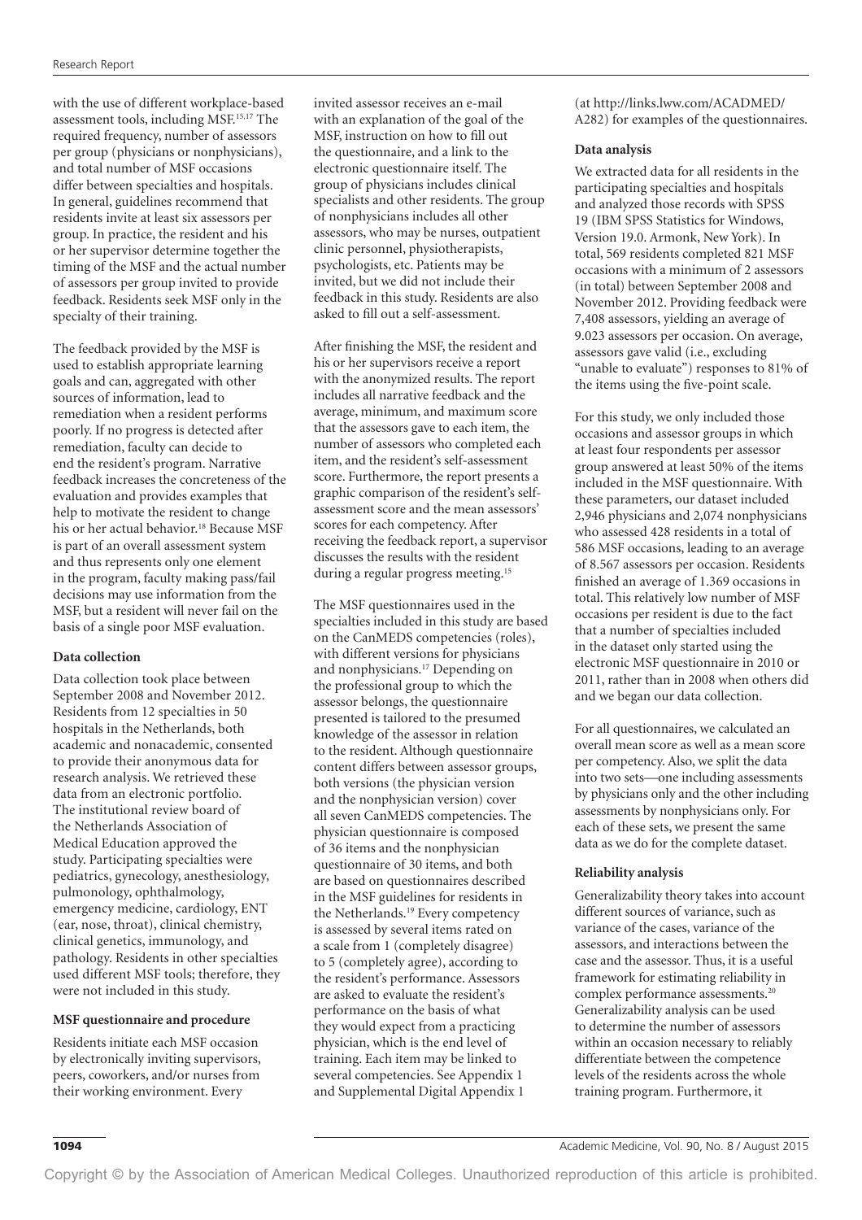with the use of different workplace-based assessment tools, including MSF.[15,17] The required frequency, number of assessors per group (physicians or nonphysicians), and total number of MSF occasions differ between specialties and hospitals. In general, guidelines recommend that residents invite at least six assessors per group. In practice, the resident and his or her supervisor determine together the timing of the MSF and the actual number of assessors per group invited to provide feedback. Residents seek MSF only in the specialty of their training.

The feedback provided by the MSF is used to establish appropriate learning goals and can, aggregated with other sources of information, lead to remediation when a resident performs poorly. If no progress is detected after remediation, faculty can decide to end the resident's program. Narrative feedback increases the concreteness of the evaluation and provides examples that help to motivate the resident to change his or her actual behavior.[18] Because MSF is part of an overall assessment system and thus represents only one element in the program, faculty making pass/fail decisions may use information from the MSF, but a resident will never fail on the basis of a single poor MSF evaluation.

### Data collection

Data collection took place between September 2008 and November 2012. Residents from 12 specialties in 50 hospitals in the Netherlands, both academic and nonacademic, consented to provide their anonymous data for research analysis. We retrieved these data from an electronic portfolio. The institutional review board of the Netherlands Association of Medical Education approved the study. Participating specialties were pediatrics, gynecology, anesthesiology, pulmonology, ophthalmology, emergency medicine, cardiology, ENT (ear, nose, throat), clinical chemistry, clinical genetics, immunology, and pathology. Residents in other specialties used different MSF tools; therefore, they were not included in this study.

### MSF questionnaire and procedure

Residents initiate each MSF occasion by electronically inviting supervisors, peers, coworkers, and/or nurses from their working environment. Every invited assessor receives an e-mail with an explanation of the goal of the MSF, instruction on how to fill out the questionnaire, and a link to the electronic questionnaire itself. The group of physicians includes clinical specialists and other residents. The group of nonphysicians includes all other assessors, who may be nurses, outpatient clinic personnel, physiotherapists, psychologists, etc. Patients may be invited, but we did not include their feedback in this study. Residents are also asked to fill out a self-assessment.

After finishing the MSF, the resident and his or her supervisors receive a report with the anonymized results. The report includes all narrative feedback and the average, minimum, and maximum score that the assessors gave to each item, the number of assessors who completed each item, and the resident's self-assessment score. Furthermore, the report presents a graphic comparison of the resident's self-assessment score and the mean assessors' scores for each competency. After receiving the feedback report, a supervisor discusses the results with the resident during a regular progress meeting.[15]

The MSF questionnaires used in the specialties included in this study are based on the CanMEDS competencies (roles), with different versions for physicians and nonphysicians.[17] Depending on the professional group to which the assessor belongs, the questionnaire presented is tailored to the presumed knowledge of the assessor in relation to the resident. Although questionnaire content differs between assessor groups, both versions (the physician version and the nonphysician version) cover all seven CanMEDS competencies. The physician questionnaire is composed of 36 items and the nonphysician questionnaire of 30 items, and both are based on questionnaires described in the MSF guidelines for residents in the Netherlands.[19] Every competency is assessed by several items rated on a scale from 1 (completely disagree) to 5 (completely agree), according to the resident's performance. Assessors are asked to evaluate the resident's performance on the basis of what they would expect from a practicing physician, which is the end level of training. Each item may be linked to several competencies. See Appendix 1 and Supplemental Digital Appendix 1 (at http://links.lww.com/ACADMED/A282) for examples of the questionnaires.

### Data analysis

We extracted data for all residents in the participating specialties and hospitals and analyzed those records with SPSS 19 (IBM SPSS Statistics for Windows, Version 19.0. Armonk, New York). In total, 569 residents completed 821 MSF occasions with a minimum of 2 assessors (in total) between September 2008 and November 2012. Providing feedback were 7,408 assessors, yielding an average of 9.023 assessors per occasion. On average, assessors gave valid (i.e., excluding "unable to evaluate") responses to 81% of the items using the five-point scale.

For this study, we only included those occasions and assessor groups in which at least four respondents per assessor group answered at least 50% of the items included in the MSF questionnaire. With these parameters, our dataset included 2,946 physicians and 2,074 nonphysicians who assessed 428 residents in a total of 586 MSF occasions, leading to an average of 8.567 assessors per occasion. Residents finished an average of 1.369 occasions in total. This relatively low number of MSF occasions per resident is due to the fact that a number of specialties included in the dataset only started using the electronic MSF questionnaire in 2010 or 2011, rather than in 2008 when others did and we began our data collection.

For all questionnaires, we calculated an overall mean score as well as a mean score per competency. Also, we split the data into two sets—one including assessments by physicians only and the other including assessments by nonphysicians only. For each of these sets, we present the same data as we do for the complete dataset.

### Reliability analysis

Generalizability theory takes into account different sources of variance, such as variance of the cases, variance of the assessors, and interactions between the case and the assessor. Thus, it is a useful framework for estimating reliability in complex performance assessments.[20] Generalizability analysis can be used to determine the number of assessors within an occasion necessary to reliably differentiate between the competence levels of the residents across the whole training program. Furthermore, it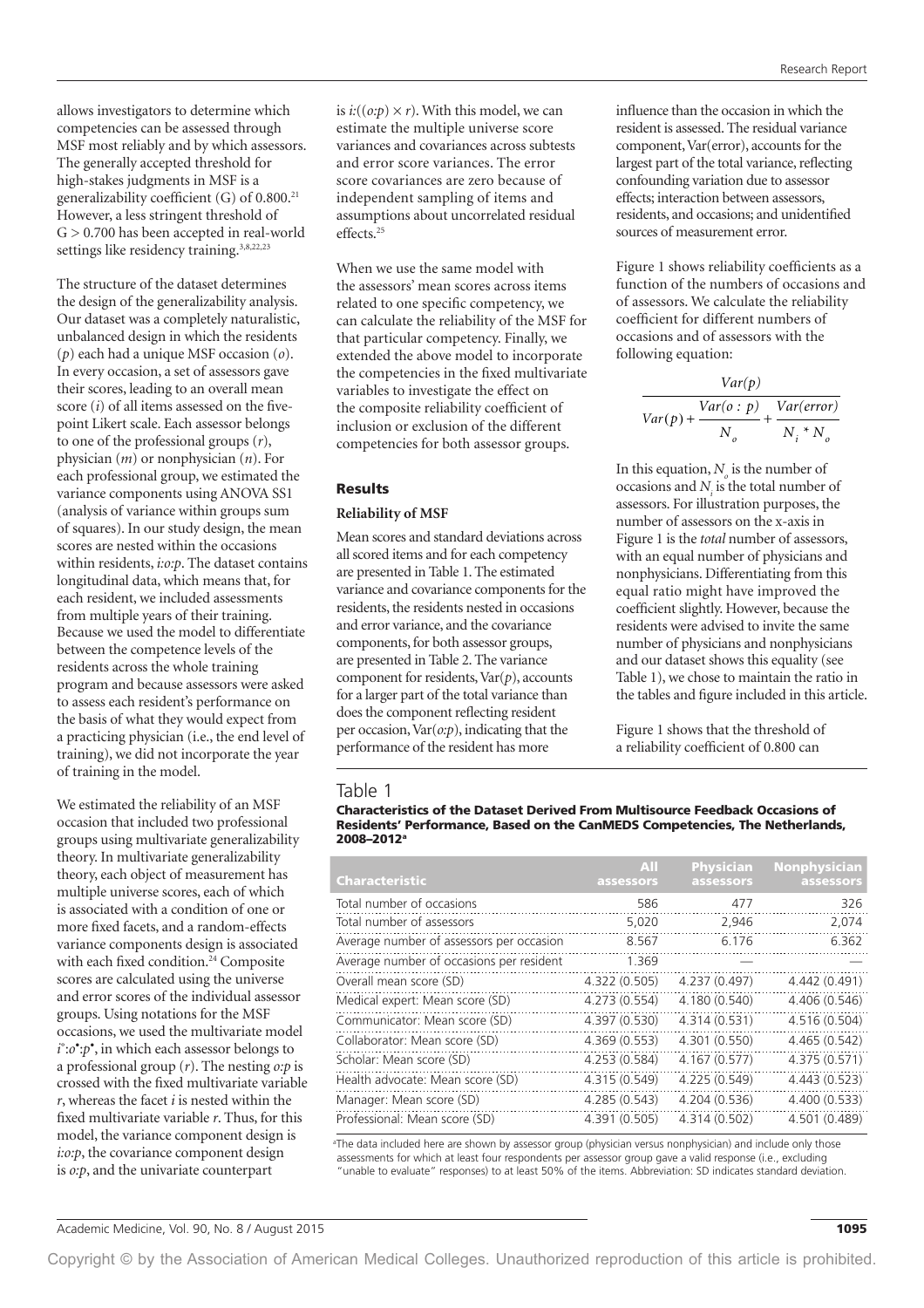allows investigators to determine which competencies can be assessed through MSF most reliably and by which assessors. The generally accepted threshold for high-stakes judgments in MSF is a generalizability coefficient (G) of 0.800.[21] However, a less stringent threshold of G > 0.700 has been accepted in real-world settings like residency training.[3,8,22,23]

The structure of the dataset determines the design of the generalizability analysis. Our dataset was a completely naturalistic, unbalanced design in which the residents (*p*) each had a unique MSF occasion (*o*). In every occasion, a set of assessors gave their scores, leading to an overall mean score (*i*) of all items assessed on the five-point Likert scale. Each assessor belongs to one of the professional groups (*r*), physician (*m*) or nonphysician (*n*). For each professional group, we estimated the variance components using ANOVA SS1 (analysis of variance within groups sum of squares). In our study design, the mean scores are nested within the occasions within residents, *i:o:p*. The dataset contains longitudinal data, which means that, for each resident, we included assessments from multiple years of their training. Because we used the model to differentiate between the competence levels of the residents across the whole training program and because assessors were asked to assess each resident's performance on the basis of what they would expect from a practicing physician (i.e., the end level of training), we did not incorporate the year of training in the model.

We estimated the reliability of an MSF occasion that included two professional groups using multivariate generalizability theory. In multivariate generalizability theory, each object of measurement has multiple universe scores, each of which is associated with a condition of one or more fixed facets, and a random-effects variance components design is associated with each fixed condition.[24] Composite scores are calculated using the universe and error scores of the individual assessor groups. Using notations for the MSF occasions, we used the multivariate model $i^{\circ}:o^{\bullet}:p^{\bullet}$, in which each assessor belongs to a professional group (*r*). The nesting *o:p* is crossed with the fixed multivariate variable *r*, whereas the facet *i* is nested within the fixed multivariate variable *r*. Thus, for this model, the variance component design is *i:o:p*, the covariance component design is *o:p*, and the univariate counterpart is $i{:}((o{:}p) \times r)$. With this model, we can estimate the multiple universe score variances and covariances across subtests and error score variances. The error score covariances are zero because of independent sampling of items and assumptions about uncorrelated residual effects.[25]

When we use the same model with the assessors' mean scores across items related to one specific competency, we can calculate the reliability of the MSF for that particular competency. Finally, we extended the above model to incorporate the competencies in the fixed multivariate variables to investigate the effect on the composite reliability coefficient of inclusion or exclusion of the different competencies for both assessor groups.

## Results

### Reliability of MSF

Mean scores and standard deviations across all scored items and for each competency are presented in Table 1. The estimated variance and covariance components for the residents, the residents nested in occasions and error variance, and the covariance components, for both assessor groups, are presented in Table 2. The variance component for residents, Var(*p*), accounts for a larger part of the total variance than does the component reflecting resident per occasion, Var(*o:p*), indicating that the performance of the resident has more influence than the occasion in which the resident is assessed. The residual variance component, Var(error), accounts for the largest part of the total variance, reflecting confounding variation due to assessor effects; interaction between assessors, residents, and occasions; and unidentified sources of measurement error.

Figure 1 shows reliability coefficients as a function of the numbers of occasions and of assessors. We calculate the reliability coefficient for different numbers of occasions and of assessors with the following equation:

$$\frac{Var(p)}{Var(p) + \dfrac{Var(o:p)}{N_o} + \dfrac{Var(error)}{N_i * N_o}}$$

In this equation, $N_o$ is the number of occasions and $N_i$ is the total number of assessors. For illustration purposes, the number of assessors on the x-axis in Figure 1 is the *total* number of assessors, with an equal number of physicians and nonphysicians. Differentiating from this equal ratio might have improved the coefficient slightly. However, because the residents were advised to invite the same number of physicians and nonphysicians and our dataset shows this equality (see Table 1), we chose to maintain the ratio in the tables and figure included in this article.

Figure 1 shows that the threshold of a reliability coefficient of 0.800 can

Table 1

**Characteristics of the Dataset Derived From Multisource Feedback Occasions of Residents' Performance, Based on the CanMEDS Competencies, The Netherlands, 2008–2012**[a]

| Characteristic | All assessors | Physician assessors | Nonphysician assessors |
|---|---|---|---|
| Total number of occasions | 586 | 477 | 326 |
| Total number of assessors | 5,020 | 2,946 | 2,074 |
| Average number of assessors per occasion | 8.567 | 6.176 | 6.362 |
| Average number of occasions per resident | 1.369 | — | — |
| Overall mean score (SD) | 4.322 (0.505) | 4.237 (0.497) | 4.442 (0.491) |
| Medical expert: Mean score (SD) | 4.273 (0.554) | 4.180 (0.540) | 4.406 (0.546) |
| Communicator: Mean score (SD) | 4.397 (0.530) | 4.314 (0.531) | 4.516 (0.504) |
| Collaborator: Mean score (SD) | 4.369 (0.553) | 4.301 (0.550) | 4.465 (0.542) |
| Scholar: Mean score (SD) | 4.253 (0.584) | 4.167 (0.577) | 4.375 (0.571) |
| Health advocate: Mean score (SD) | 4.315 (0.549) | 4.225 (0.549) | 4.443 (0.523) |
| Manager: Mean score (SD) | 4.285 (0.543) | 4.204 (0.536) | 4.400 (0.533) |
| Professional: Mean score (SD) | 4.391 (0.505) | 4.314 (0.502) | 4.501 (0.489) |

[a]The data included here are shown by assessor group (physician versus nonphysician) and include only those assessments for which at least four respondents per assessor group gave a valid response (i.e., excluding "unable to evaluate" responses) to at least 50% of the items. Abbreviation: SD indicates standard deviation.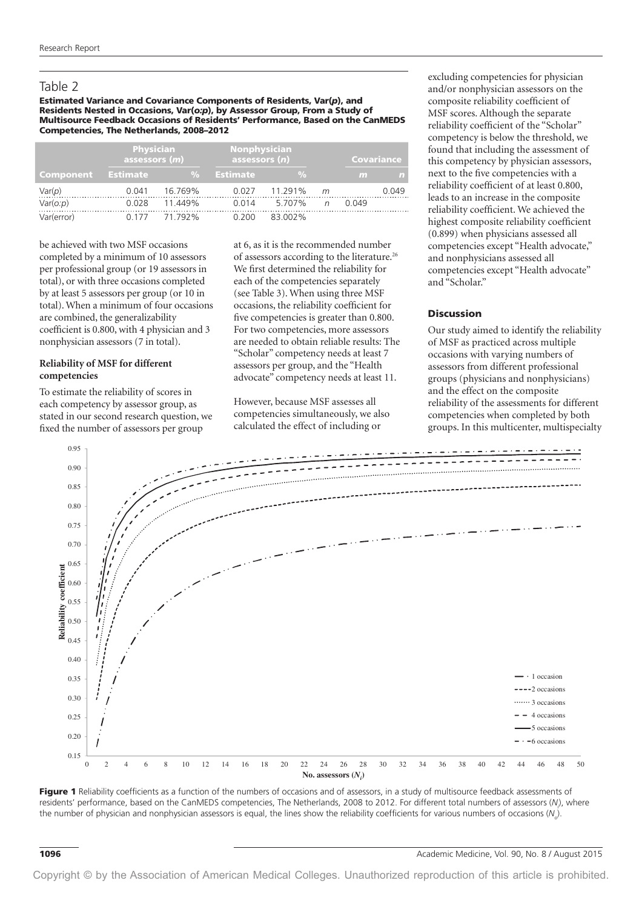## Table 2

**Estimated Variance and Covariance Components of Residents, Var(*p*), and Residents Nested in Occasions, Var(*o:p*), by Assessor Group, From a Study of Multisource Feedback Occasions of Residents' Performance, Based on the CanMEDS Competencies, The Netherlands, 2008–2012**

| | Physician assessors (*m*) | | Nonphysician assessors (*n*) | | | Covariance | |
|---|---|---|---|---|---|---|---|
| Component | Estimate | % | Estimate | % | | *m* | *n* |
| Var(*p*) | 0.041 | 16.769% | 0.027 | 11.291% | *m* | | 0.049 |
| Var(*o:p*) | 0.028 | 11.449% | 0.014 | 5.707% | *n* | 0.049 | |
| Var(error) | 0.177 | 71.792% | 0.200 | 83.002% | | | |

be achieved with two MSF occasions completed by a minimum of 10 assessors per professional group (or 19 assessors in total), or with three occasions completed by at least 5 assessors per group (or 10 in total). When a minimum of four occasions are combined, the generalizability coefficient is 0.800, with 4 physician and 3 nonphysician assessors (7 in total).

### Reliability of MSF for different competencies

To estimate the reliability of scores in each competency by assessor group, as stated in our second research question, we fixed the number of assessors per group at 6, as it is the recommended number of assessors according to the literature.[26] We first determined the reliability for each of the competencies separately (see Table 3). When using three MSF occasions, the reliability coefficient for five competencies is greater than 0.800. For two competencies, more assessors are needed to obtain reliable results: The "Scholar" competency needs at least 7 assessors per group, and the "Health advocate" competency needs at least 11.

However, because MSF assesses all competencies simultaneously, we also calculated the effect of including or excluding competencies for physician and/or nonphysician assessors on the composite reliability coefficient of MSF scores. Although the separate reliability coefficient of the "Scholar" competency is below the threshold, we found that including the assessment of this competency by physician assessors, next to the five competencies with a reliability coefficient of at least 0.800, leads to an increase in the composite reliability coefficient. We achieved the highest composite reliability coefficient (0.899) when physicians assessed all competencies except "Health advocate," and nonphysicians assessed all competencies except "Health advocate" and "Scholar."

## Discussion

Our study aimed to identify the reliability of MSF as practiced across multiple occasions with varying numbers of assessors from different professional groups (physicians and nonphysicians) and the effect on the composite reliability of the assessments for different competencies when completed by both groups. In this multicenter, multispecialty

**Figure 1** Reliability coefficients as a function of the numbers of occasions and of assessors, in a study of multisource feedback assessments of residents' performance, based on the CanMEDS competencies, The Netherlands, 2008 to 2012. For different total numbers of assessors ($N_i$), where the number of physician and nonphysician assessors is equal, the lines show the reliability coefficients for various numbers of occasions ($N_o$).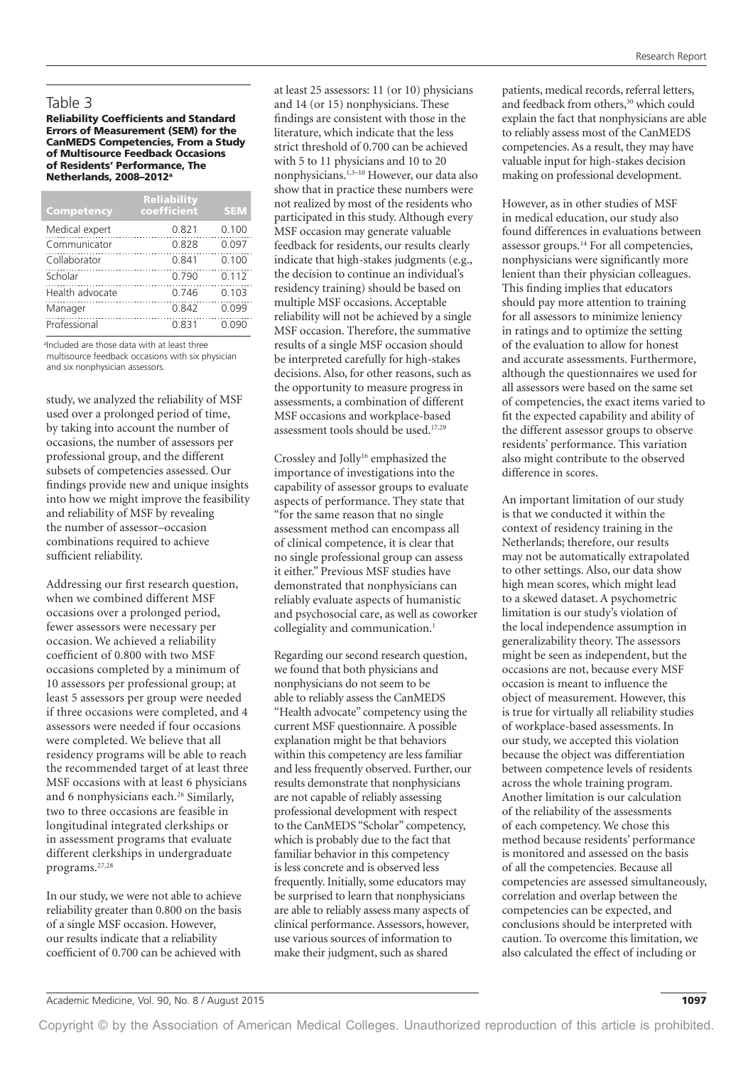## Table 3

**Reliability Coefficients and Standard Errors of Measurement (SEM) for the CanMEDS Competencies, From a Study of Multisource Feedback Occasions of Residents' Performance, The Netherlands, 2008–2012[a]**

| Competency | Reliability coefficient | SEM |
|---|---|---|
| Medical expert | 0.821 | 0.100 |
| Communicator | 0.828 | 0.097 |
| Collaborator | 0.841 | 0.100 |
| Scholar | 0.790 | 0.112 |
| Health advocate | 0.746 | 0.103 |
| Manager | 0.842 | 0.099 |
| Professional | 0.831 | 0.090 |

[a]Included are those data with at least three multisource feedback occasions with six physician and six nonphysician assessors.

study, we analyzed the reliability of MSF used over a prolonged period of time, by taking into account the number of occasions, the number of assessors per professional group, and the different subsets of competencies assessed. Our findings provide new and unique insights into how we might improve the feasibility and reliability of MSF by revealing the number of assessor–occasion combinations required to achieve sufficient reliability.

Addressing our first research question, when we combined different MSF occasions over a prolonged period, fewer assessors were necessary per occasion. We achieved a reliability coefficient of 0.800 with two MSF occasions completed by a minimum of 10 assessors per professional group; at least 5 assessors per group were needed if three occasions were completed, and 4 assessors were needed if four occasions were completed. We believe that all residency programs will be able to reach the recommended target of at least three MSF occasions with at least 6 physicians and 6 nonphysicians each.[26] Similarly, two to three occasions are feasible in longitudinal integrated clerkships or in assessment programs that evaluate different clerkships in undergraduate programs.[27,28]

In our study, we were not able to achieve reliability greater than 0.800 on the basis of a single MSF occasion. However, our results indicate that a reliability coefficient of 0.700 can be achieved with at least 25 assessors: 11 (or 10) physicians and 14 (or 15) nonphysicians. These findings are consistent with those in the literature, which indicate that the less strict threshold of 0.700 can be achieved with 5 to 11 physicians and 10 to 20 nonphysicians.[1,3–10] However, our data also show that in practice these numbers were not realized by most of the residents who participated in this study. Although every MSF occasion may generate valuable feedback for residents, our results clearly indicate that high-stakes judgments (e.g., the decision to continue an individual's residency training) should be based on multiple MSF occasions. Acceptable reliability will not be achieved by a single MSF occasion. Therefore, the summative results of a single MSF occasion should be interpreted carefully for high-stakes decisions. Also, for other reasons, such as the opportunity to measure progress in assessments, a combination of different MSF occasions and workplace-based assessment tools should be used.[17,29]

Crossley and Jolly[16] emphasized the importance of investigations into the capability of assessor groups to evaluate aspects of performance. They state that "for the same reason that no single assessment method can encompass all of clinical competence, it is clear that no single professional group can assess it either." Previous MSF studies have demonstrated that nonphysicians can reliably evaluate aspects of humanistic and psychosocial care, as well as coworker collegiality and communication.[1]

Regarding our second research question, we found that both physicians and nonphysicians do not seem to be able to reliably assess the CanMEDS "Health advocate" competency using the current MSF questionnaire. A possible explanation might be that behaviors within this competency are less familiar and less frequently observed. Further, our results demonstrate that nonphysicians are not capable of reliably assessing professional development with respect to the CanMEDS "Scholar" competency, which is probably due to the fact that familiar behavior in this competency is less concrete and is observed less frequently. Initially, some educators may be surprised to learn that nonphysicians are able to reliably assess many aspects of clinical performance. Assessors, however, use various sources of information to make their judgment, such as shared patients, medical records, referral letters, and feedback from others,[30] which could explain the fact that nonphysicians are able to reliably assess most of the CanMEDS competencies. As a result, they may have valuable input for high-stakes decision making on professional development.

However, as in other studies of MSF in medical education, our study also found differences in evaluations between assessor groups.[14] For all competencies, nonphysicians were significantly more lenient than their physician colleagues. This finding implies that educators should pay more attention to training for all assessors to minimize leniency in ratings and to optimize the setting of the evaluation to allow for honest and accurate assessments. Furthermore, although the questionnaires we used for all assessors were based on the same set of competencies, the exact items varied to fit the expected capability and ability of the different assessor groups to observe residents' performance. This variation also might contribute to the observed difference in scores.

An important limitation of our study is that we conducted it within the context of residency training in the Netherlands; therefore, our results may not be automatically extrapolated to other settings. Also, our data show high mean scores, which might lead to a skewed dataset. A psychometric limitation is our study's violation of the local independence assumption in generalizability theory. The assessors might be seen as independent, but the occasions are not, because every MSF occasion is meant to influence the object of measurement. However, this is true for virtually all reliability studies of workplace-based assessments. In our study, we accepted this violation because the object was differentiation between competence levels of residents across the whole training program. Another limitation is our calculation of the reliability of the assessments of each competency. We chose this method because residents' performance is monitored and assessed on the basis of all the competencies. Because all competencies are assessed simultaneously, correlation and overlap between the competencies can be expected, and conclusions should be interpreted with caution. To overcome this limitation, we also calculated the effect of including or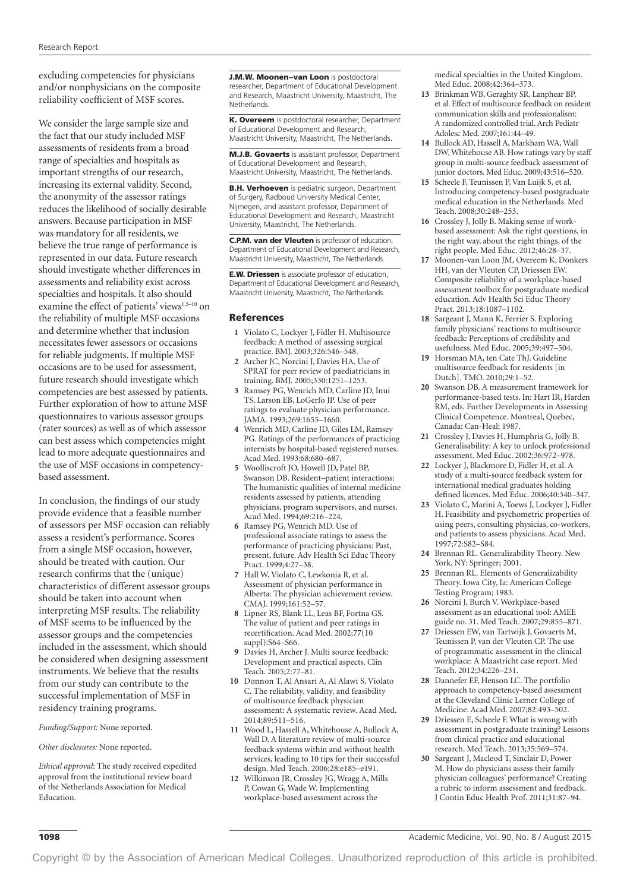excluding competencies for physicians and/or nonphysicians on the composite reliability coefficient of MSF scores.

We consider the large sample size and the fact that our study included MSF assessments of residents from a broad range of specialties and hospitals as important strengths of our research, increasing its external validity. Second, the anonymity of the assessor ratings reduces the likelihood of socially desirable answers. Because participation in MSF was mandatory for all residents, we believe the true range of performance is represented in our data. Future research should investigate whether differences in assessments and reliability exist across specialties and hospitals. It also should examine the effect of patients' views[1,5–10] on the reliability of multiple MSF occasions and determine whether that inclusion necessitates fewer assessors or occasions for reliable judgments. If multiple MSF occasions are to be used for assessment, future research should investigate which competencies are best assessed by patients. Further exploration of how to attune MSF questionnaires to various assessor groups (rater sources) as well as of which assessor can best assess which competencies might lead to more adequate questionnaires and the use of MSF occasions in competency-based assessment.

In conclusion, the findings of our study provide evidence that a feasible number of assessors per MSF occasion can reliably assess a resident's performance. Scores from a single MSF occasion, however, should be treated with caution. Our research confirms that the (unique) characteristics of different assessor groups should be taken into account when interpreting MSF results. The reliability of MSF seems to be influenced by the assessor groups and the competencies included in the assessment, which should be considered when designing assessment instruments. We believe that the results from our study can contribute to the successful implementation of MSF in residency training programs.

*Funding/Support:* None reported.

*Other disclosures:* None reported.

*Ethical approval:* The study received expedited approval from the institutional review board of the Netherlands Association for Medical Education.

**J.M.W. Moonen–van Loon** is postdoctoral researcher, Department of Educational Development and Research, Maastricht University, Maastricht, The Netherlands.

**K. Overeem** is postdoctoral researcher, Department of Educational Development and Research, Maastricht University, Maastricht, The Netherlands.

**M.J.B. Govaerts** is assistant professor, Department of Educational Development and Research, Maastricht University, Maastricht, The Netherlands.

**B.H. Verhoeven** is pediatric surgeon, Department of Surgery, Radboud University Medical Center, Nijmegen, and assistant professor, Department of Educational Development and Research, Maastricht University, Maastricht, The Netherlands.

**C.P.M. van der Vleuten** is professor of education, Department of Educational Development and Research, Maastricht University, Maastricht, The Netherlands.

**E.W. Driessen** is associate professor of education, Department of Educational Development and Research, Maastricht University, Maastricht, The Netherlands.

## References

1. Violato C, Lockyer J, Fidler H. Multisource feedback: A method of assessing surgical practice. BMJ. 2003;326:546–548.
2. Archer JC, Norcini J, Davies HA. Use of SPRAT for peer review of paediatricians in training. BMJ. 2005;330:1251–1253.
3. Ramsey PG, Wenrich MD, Carline JD, Inui TS, Larson EB, LoGerfo JP. Use of peer ratings to evaluate physician performance. JAMA. 1993;269:1655–1660.
4. Wenrich MD, Carline JD, Giles LM, Ramsey PG. Ratings of the performances of practicing internists by hospital-based registered nurses. Acad Med. 1993;68:680–687.
5. Woolliscroft JO, Howell JD, Patel BP, Swanson DB. Resident–patient interactions: The humanistic qualities of internal medicine residents assessed by patients, attending physicians, program supervisors, and nurses. Acad Med. 1994;69:216–224.
6. Ramsey PG, Wenrich MD. Use of professional associate ratings to assess the performance of practicing physicians: Past, present, future. Adv Health Sci Educ Theory Pract. 1999;4:27–38.
7. Hall W, Violato C, Lewkonia R, et al. Assessment of physician performance in Alberta: The physician achievement review. CMAJ. 1999;161:52–57.
8. Lipner RS, Blank LL, Leas BF, Fortna GS. The value of patient and peer ratings in recertification. Acad Med. 2002;77(10 suppl):S64–S66.
9. Davies H, Archer J. Multi source feedback: Development and practical aspects. Clin Teach. 2005;2:77–81.
10. Donnon T, Al Ansari A, Al Alawi S, Violato C. The reliability, validity, and feasibility of multisource feedback physician assessment: A systematic review. Acad Med. 2014;89:511–516.
11. Wood L, Hassell A, Whitehouse A, Bullock A, Wall D. A literature review of multi-source feedback systems within and without health services, leading to 10 tips for their successful design. Med Teach. 2006;28:e185–e191.
12. Wilkinson JR, Crossley JG, Wragg A, Mills P, Cowan G, Wade W. Implementing workplace-based assessment across the medical specialties in the United Kingdom. Med Educ. 2008;42:364–373.
13. Brinkman WB, Geraghty SR, Lanphear BP, et al. Effect of multisource feedback on resident communication skills and professionalism: A randomized controlled trial. Arch Pediatr Adolesc Med. 2007;161:44–49.
14. Bullock AD, Hassell A, Markham WA, Wall DW, Whitehouse AB. How ratings vary by staff group in multi-source feedback assessment of junior doctors. Med Educ. 2009;43:516–520.
15. Scheele F, Teunissen P, Van Luijk S, et al. Introducing competency-based postgraduate medical education in the Netherlands. Med Teach. 2008;30:248–253.
16. Crossley J, Jolly B. Making sense of work-based assessment: Ask the right questions, in the right way, about the right things, of the right people. Med Educ. 2012;46:28–37.
17. Moonen-van Loon JM, Overeem K, Donkers HH, van der Vleuten CP, Driessen EW. Composite reliability of a workplace-based assessment toolbox for postgraduate medical education. Adv Health Sci Educ Theory Pract. 2013;18:1087–1102.
18. Sargeant J, Mann K, Ferrier S. Exploring family physicians' reactions to multisource feedback: Perceptions of credibility and usefulness. Med Educ. 2005;39:497–504.
19. Horsman MA, ten Cate ThJ. Guideline multisource feedback for residents [in Dutch]. TMO. 2010;29:1–52.
20. Swanson DB. A measurement framework for performance-based tests. In: Hart IR, Harden RM, eds. Further Developments in Assessing Clinical Competence. Montreal, Quebec, Canada: Can-Heal; 1987.
21. Crossley J, Davies H, Humphris G, Jolly B. Generalisability: A key to unlock professional assessment. Med Educ. 2002;36:972–978.
22. Lockyer J, Blackmore D, Fidler H, et al. A study of a multi-source feedback system for international medical graduates holding defined licences. Med Educ. 2006;40:340–347.
23. Violato C, Marini A, Toews J, Lockyer J, Fidler H. Feasibility and psychometric properties of using peers, consulting physicias, co-workers, and patients to assess physicians. Acad Med. 1997;72:S82–S84.
24. Brennan RL. Generalizability Theory. New York, NY: Springer; 2001.
25. Brennan RL. Elements of Generalizability Theory. Iowa City, Ia: American College Testing Program; 1983.
26. Norcini J, Burch V. Workplace-based assessment as an educational tool: AMEE guide no. 31. Med Teach. 2007;29:855–871.
27. Driessen EW, van Tartwijk J, Govaerts M, Teunissen P, van der Vleuten CP. The use of programmatic assessment in the clinical workplace: A Maastricht case report. Med Teach. 2012;34:226–231.
28. Dannefer EF, Henson LC. The portfolio approach to competency-based assessment at the Cleveland Clinic Lerner College of Medicine. Acad Med. 2007;82:493–502.
29. Driessen E, Scheele F. What is wrong with assessment in postgraduate training? Lessons from clinical practice and educational research. Med Teach. 2013;35:569–574.
30. Sargeant J, Macleod T, Sinclair D, Power M. How do physicians assess their family physician colleagues' performance? Creating a rubric to inform assessment and feedback. J Contin Educ Health Prof. 2011;31:87–94.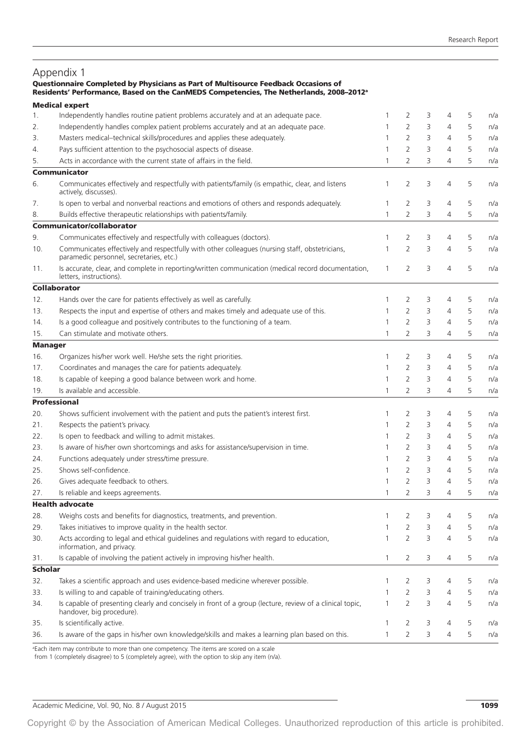## Appendix 1

**Questionnaire Completed by Physicians as Part of Multisource Feedback Occasions of Residents' Performance, Based on the CanMEDS Competencies, The Netherlands, 2008–2012[a]**

| | | | | | | | |
|---|---|---|---|---|---|---|---|
| **Medical expert** | | | | | | | |
| 1. | Independently handles routine patient problems accurately and at an adequate pace. | 1 | 2 | 3 | 4 | 5 | n/a |
| 2. | Independently handles complex patient problems accurately and at an adequate pace. | 1 | 2 | 3 | 4 | 5 | n/a |
| 3. | Masters medical–technical skills/procedures and applies these adequately. | 1 | 2 | 3 | 4 | 5 | n/a |
| 4. | Pays sufficient attention to the psychosocial aspects of disease. | 1 | 2 | 3 | 4 | 5 | n/a |
| 5. | Acts in accordance with the current state of affairs in the field. | 1 | 2 | 3 | 4 | 5 | n/a |
| **Communicator** | | | | | | | |
| 6. | Communicates effectively and respectfully with patients/family (is empathic, clear, and listens actively, discusses). | 1 | 2 | 3 | 4 | 5 | n/a |
| 7. | Is open to verbal and nonverbal reactions and emotions of others and responds adequately. | 1 | 2 | 3 | 4 | 5 | n/a |
| 8. | Builds effective therapeutic relationships with patients/family. | 1 | 2 | 3 | 4 | 5 | n/a |
| **Communicator/collaborator** | | | | | | | |
| 9. | Communicates effectively and respectfully with colleagues (doctors). | 1 | 2 | 3 | 4 | 5 | n/a |
| 10. | Communicates effectively and respectfully with other colleagues (nursing staff, obstetricians, paramedic personnel, secretaries, etc.) | 1 | 2 | 3 | 4 | 5 | n/a |
| 11. | Is accurate, clear, and complete in reporting/written communication (medical record documentation, letters, instructions). | 1 | 2 | 3 | 4 | 5 | n/a |
| **Collaborator** | | | | | | | |
| 12. | Hands over the care for patients effectively as well as carefully. | 1 | 2 | 3 | 4 | 5 | n/a |
| 13. | Respects the input and expertise of others and makes timely and adequate use of this. | 1 | 2 | 3 | 4 | 5 | n/a |
| 14. | Is a good colleague and positively contributes to the functioning of a team. | 1 | 2 | 3 | 4 | 5 | n/a |
| 15. | Can stimulate and motivate others. | 1 | 2 | 3 | 4 | 5 | n/a |
| **Manager** | | | | | | | |
| 16. | Organizes his/her work well. He/she sets the right priorities. | 1 | 2 | 3 | 4 | 5 | n/a |
| 17. | Coordinates and manages the care for patients adequately. | 1 | 2 | 3 | 4 | 5 | n/a |
| 18. | Is capable of keeping a good balance between work and home. | 1 | 2 | 3 | 4 | 5 | n/a |
| 19. | Is available and accessible. | 1 | 2 | 3 | 4 | 5 | n/a |
| **Professional** | | | | | | | |
| 20. | Shows sufficient involvement with the patient and puts the patient's interest first. | 1 | 2 | 3 | 4 | 5 | n/a |
| 21. | Respects the patient's privacy. | 1 | 2 | 3 | 4 | 5 | n/a |
| 22. | Is open to feedback and willing to admit mistakes. | 1 | 2 | 3 | 4 | 5 | n/a |
| 23. | Is aware of his/her own shortcomings and asks for assistance/supervision in time. | 1 | 2 | 3 | 4 | 5 | n/a |
| 24. | Functions adequately under stress/time pressure. | 1 | 2 | 3 | 4 | 5 | n/a |
| 25. | Shows self-confidence. | 1 | 2 | 3 | 4 | 5 | n/a |
| 26. | Gives adequate feedback to others. | 1 | 2 | 3 | 4 | 5 | n/a |
| 27. | Is reliable and keeps agreements. | 1 | 2 | 3 | 4 | 5 | n/a |
| **Health advocate** | | | | | | | |
| 28. | Weighs costs and benefits for diagnostics, treatments, and prevention. | 1 | 2 | 3 | 4 | 5 | n/a |
| 29. | Takes initiatives to improve quality in the health sector. | 1 | 2 | 3 | 4 | 5 | n/a |
| 30. | Acts according to legal and ethical guidelines and regulations with regard to education, information, and privacy. | 1 | 2 | 3 | 4 | 5 | n/a |
| 31. | Is capable of involving the patient actively in improving his/her health. | 1 | 2 | 3 | 4 | 5 | n/a |
| **Scholar** | | | | | | | |
| 32. | Takes a scientific approach and uses evidence-based medicine wherever possible. | 1 | 2 | 3 | 4 | 5 | n/a |
| 33. | Is willing to and capable of training/educating others. | 1 | 2 | 3 | 4 | 5 | n/a |
| 34. | Is capable of presenting clearly and concisely in front of a group (lecture, review of a clinical topic, handover, big procedure). | 1 | 2 | 3 | 4 | 5 | n/a |
| 35. | Is scientifically active. | 1 | 2 | 3 | 4 | 5 | n/a |
| 36. | Is aware of the gaps in his/her own knowledge/skills and makes a learning plan based on this. | 1 | 2 | 3 | 4 | 5 | n/a |

[a]Each item may contribute to more than one competency. The items are scored on a scale from 1 (completely disagree) to 5 (completely agree), with the option to skip any item (n/a).